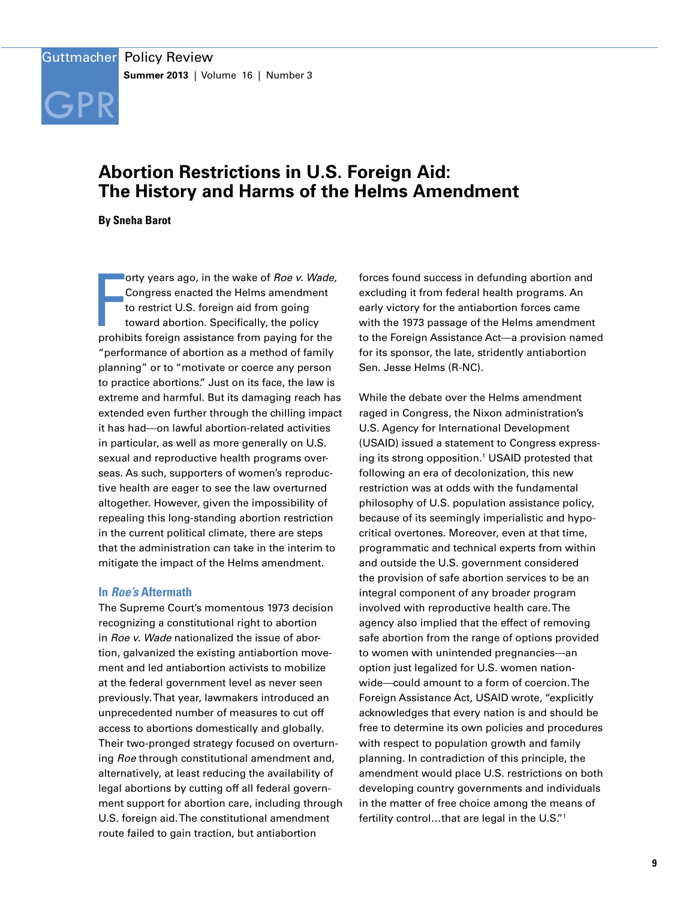# Abortion Restrictions in U.S. Foreign Aid: The History and Harms of the Helms Amendment

**By Sneha Barot**

Forty years ago, in the wake of *Roe v. Wade,* Congress enacted the Helms amendment to restrict U.S. foreign aid from going toward abortion. Specifically, the policy prohibits foreign assistance from paying for the "performance of abortion as a method of family planning" or to "motivate or coerce any person to practice abortions." Just on its face, the law is extreme and harmful. But its damaging reach has extended even further through the chilling impact it has had—on lawful abortion-related activities in particular, as well as more generally on U.S. sexual and reproductive health programs overseas. As such, supporters of women's reproductive health are eager to see the law overturned altogether. However, given the impossibility of repealing this long-standing abortion restriction in the current political climate, there are steps that the administration can take in the interim to mitigate the impact of the Helms amendment.

## In *Roe's* Aftermath

The Supreme Court's momentous 1973 decision recognizing a constitutional right to abortion in *Roe v. Wade* nationalized the issue of abortion, galvanized the existing antiabortion movement and led antiabortion activists to mobilize at the federal government level as never seen previously. That year, lawmakers introduced an unprecedented number of measures to cut off access to abortions domestically and globally. Their two-pronged strategy focused on overturning *Roe* through constitutional amendment and, alternatively, at least reducing the availability of legal abortions by cutting off all federal government support for abortion care, including through U.S. foreign aid. The constitutional amendment route failed to gain traction, but antiabortion forces found success in defunding abortion and excluding it from federal health programs. An early victory for the antiabortion forces came with the 1973 passage of the Helms amendment to the Foreign Assistance Act—a provision named for its sponsor, the late, stridently antiabortion Sen. Jesse Helms (R-NC).

While the debate over the Helms amendment raged in Congress, the Nixon administration's U.S. Agency for International Development (USAID) issued a statement to Congress expressing its strong opposition.[1] USAID protested that following an era of decolonization, this new restriction was at odds with the fundamental philosophy of U.S. population assistance policy, because of its seemingly imperialistic and hypocritical overtones. Moreover, even at that time, programmatic and technical experts from within and outside the U.S. government considered the provision of safe abortion services to be an integral component of any broader program involved with reproductive health care. The agency also implied that the effect of removing safe abortion from the range of options provided to women with unintended pregnancies—an option just legalized for U.S. women nationwide—could amount to a form of coercion. The Foreign Assistance Act, USAID wrote, "explicitly acknowledges that every nation is and should be free to determine its own policies and procedures with respect to population growth and family planning. In contradiction of this principle, the amendment would place U.S. restrictions on both developing country governments and individuals in the matter of free choice among the means of fertility control…that are legal in the U.S."[1]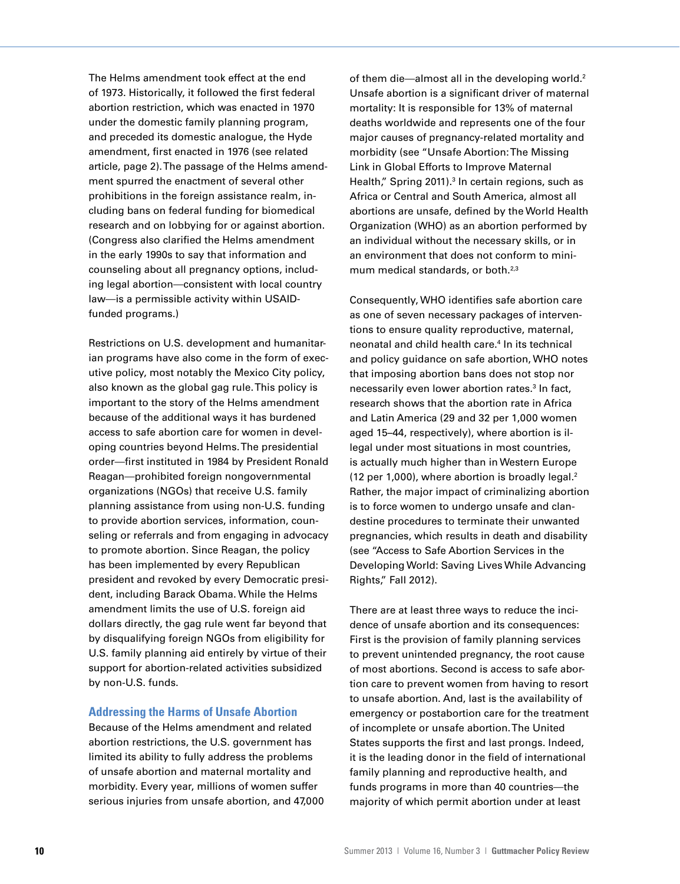The Helms amendment took effect at the end of 1973. Historically, it followed the first federal abortion restriction, which was enacted in 1970 under the domestic family planning program, and preceded its domestic analogue, the Hyde amendment, first enacted in 1976 (see related article, page 2). The passage of the Helms amendment spurred the enactment of several other prohibitions in the foreign assistance realm, including bans on federal funding for biomedical research and on lobbying for or against abortion. (Congress also clarified the Helms amendment in the early 1990s to say that information and counseling about all pregnancy options, including legal abortion—consistent with local country law—is a permissible activity within USAID-funded programs.)

Restrictions on U.S. development and humanitarian programs have also come in the form of executive policy, most notably the Mexico City policy, also known as the global gag rule. This policy is important to the story of the Helms amendment because of the additional ways it has burdened access to safe abortion care for women in developing countries beyond Helms. The presidential order—first instituted in 1984 by President Ronald Reagan—prohibited foreign nongovernmental organizations (NGOs) that receive U.S. family planning assistance from using non-U.S. funding to provide abortion services, information, counseling or referrals and from engaging in advocacy to promote abortion. Since Reagan, the policy has been implemented by every Republican president and revoked by every Democratic president, including Barack Obama. While the Helms amendment limits the use of U.S. foreign aid dollars directly, the gag rule went far beyond that by disqualifying foreign NGOs from eligibility for U.S. family planning aid entirely by virtue of their support for abortion-related activities subsidized by non-U.S. funds.

## Addressing the Harms of Unsafe Abortion

Because of the Helms amendment and related abortion restrictions, the U.S. government has limited its ability to fully address the problems of unsafe abortion and maternal mortality and morbidity. Every year, millions of women suffer serious injuries from unsafe abortion, and 47,000 of them die—almost all in the developing world.[2] Unsafe abortion is a significant driver of maternal mortality: It is responsible for 13% of maternal deaths worldwide and represents one of the four major causes of pregnancy-related mortality and morbidity (see "Unsafe Abortion: The Missing Link in Global Efforts to Improve Maternal Health," Spring 2011).[3] In certain regions, such as Africa or Central and South America, almost all abortions are unsafe, defined by the World Health Organization (WHO) as an abortion performed by an individual without the necessary skills, or in an environment that does not conform to minimum medical standards, or both.[2,3]

Consequently, WHO identifies safe abortion care as one of seven necessary packages of interventions to ensure quality reproductive, maternal, neonatal and child health care.[4] In its technical and policy guidance on safe abortion, WHO notes that imposing abortion bans does not stop nor necessarily even lower abortion rates.[3] In fact, research shows that the abortion rate in Africa and Latin America (29 and 32 per 1,000 women aged 15–44, respectively), where abortion is illegal under most situations in most countries, is actually much higher than in Western Europe (12 per 1,000), where abortion is broadly legal.[2] Rather, the major impact of criminalizing abortion is to force women to undergo unsafe and clandestine procedures to terminate their unwanted pregnancies, which results in death and disability (see "Access to Safe Abortion Services in the Developing World: Saving Lives While Advancing Rights," Fall 2012).

There are at least three ways to reduce the incidence of unsafe abortion and its consequences: First is the provision of family planning services to prevent unintended pregnancy, the root cause of most abortions. Second is access to safe abortion care to prevent women from having to resort to unsafe abortion. And, last is the availability of emergency or postabortion care for the treatment of incomplete or unsafe abortion. The United States supports the first and last prongs. Indeed, it is the leading donor in the field of international family planning and reproductive health, and funds programs in more than 40 countries—the majority of which permit abortion under at least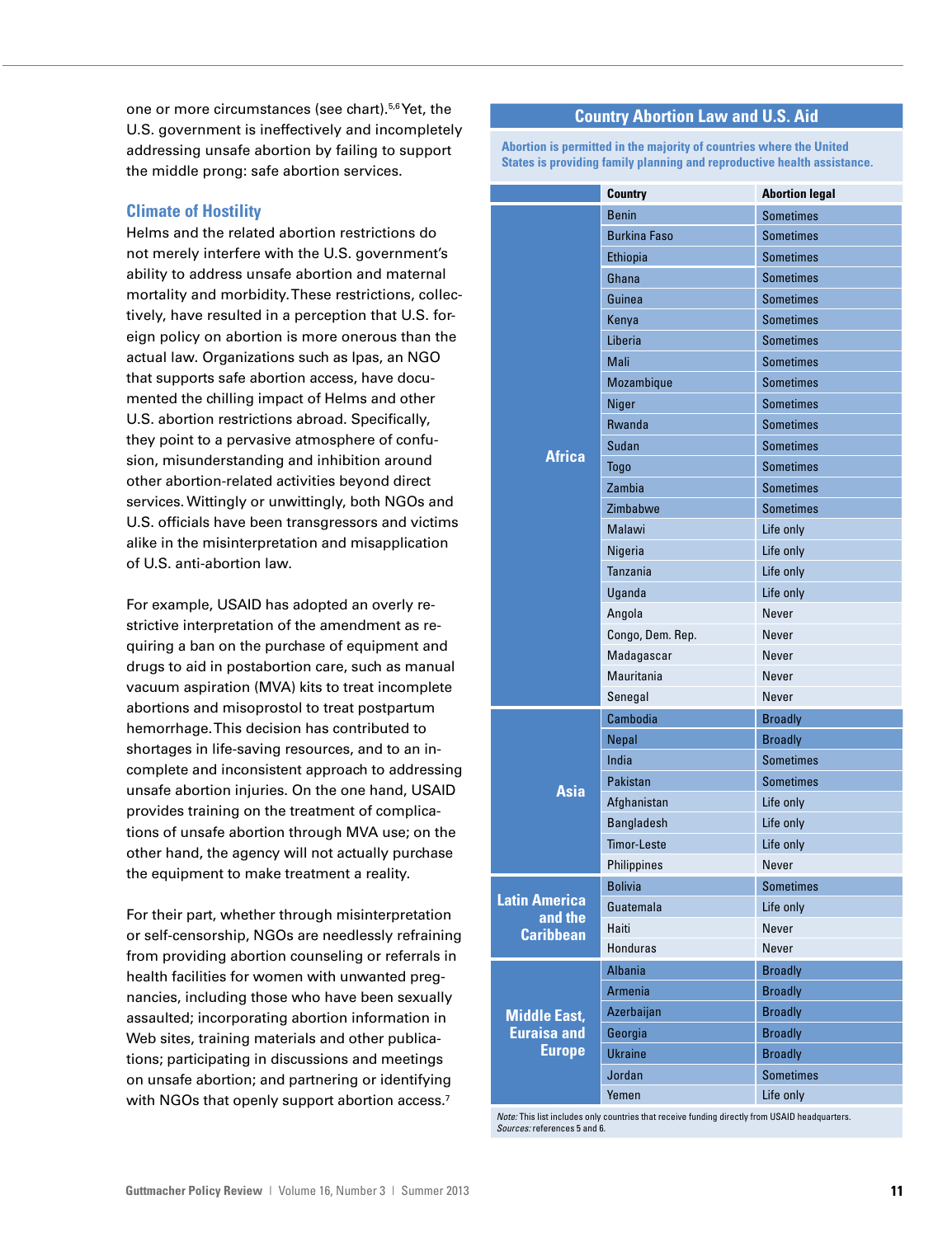one or more circumstances (see chart).[5,6] Yet, the U.S. government is ineffectively and incompletely addressing unsafe abortion by failing to support the middle prong: safe abortion services.

## Climate of Hostility

Helms and the related abortion restrictions do not merely interfere with the U.S. government's ability to address unsafe abortion and maternal mortality and morbidity. These restrictions, collectively, have resulted in a perception that U.S. foreign policy on abortion is more onerous than the actual law. Organizations such as Ipas, an NGO that supports safe abortion access, have documented the chilling impact of Helms and other U.S. abortion restrictions abroad. Specifically, they point to a pervasive atmosphere of confusion, misunderstanding and inhibition around other abortion-related activities beyond direct services. Wittingly or unwittingly, both NGOs and U.S. officials have been transgressors and victims alike in the misinterpretation and misapplication of U.S. anti-abortion law.

For example, USAID has adopted an overly restrictive interpretation of the amendment as requiring a ban on the purchase of equipment and drugs to aid in postabortion care, such as manual vacuum aspiration (MVA) kits to treat incomplete abortions and misoprostol to treat postpartum hemorrhage. This decision has contributed to shortages in life-saving resources, and to an incomplete and inconsistent approach to addressing unsafe abortion injuries. On the one hand, USAID provides training on the treatment of complications of unsafe abortion through MVA use; on the other hand, the agency will not actually purchase the equipment to make treatment a reality.

For their part, whether through misinterpretation or self-censorship, NGOs are needlessly refraining from providing abortion counseling or referrals in health facilities for women with unwanted pregnancies, including those who have been sexually assaulted; incorporating abortion information in Web sites, training materials and other publications; participating in discussions and meetings on unsafe abortion; and partnering or identifying with NGOs that openly support abortion access.[7]

### Country Abortion Law and U.S. Aid

**Abortion is permitted in the majority of countries where the United States is providing family planning and reproductive health assistance.**

| Region | Country | Abortion legal |
|---|---|---|
| Africa | Benin | Sometimes |
| | Burkina Faso | Sometimes |
| | Ethiopia | Sometimes |
| | Ghana | Sometimes |
| | Guinea | Sometimes |
| | Kenya | Sometimes |
| | Liberia | Sometimes |
| | Mali | Sometimes |
| | Mozambique | Sometimes |
| | Niger | Sometimes |
| | Rwanda | Sometimes |
| | Sudan | Sometimes |
| | Togo | Sometimes |
| | Zambia | Sometimes |
| | Zimbabwe | Sometimes |
| | Malawi | Life only |
| | Nigeria | Life only |
| | Tanzania | Life only |
| | Uganda | Life only |
| | Angola | Never |
| | Congo, Dem. Rep. | Never |
| | Madagascar | Never |
| | Mauritania | Never |
| | Senegal | Never |
| Asia | Cambodia | Broadly |
| | Nepal | Broadly |
| | India | Sometimes |
| | Pakistan | Sometimes |
| | Afghanistan | Life only |
| | Bangladesh | Life only |
| | Timor-Leste | Life only |
| | Philippines | Never |
| Latin America and the Caribbean | Bolivia | Sometimes |
| | Guatemala | Life only |
| | Haiti | Never |
| | Honduras | Never |
| Middle East, Euraisa and Europe | Albania | Broadly |
| | Armenia | Broadly |
| | Azerbaijan | Broadly |
| | Georgia | Broadly |
| | Ukraine | Broadly |
| | Jordan | Sometimes |
| | Yemen | Life only |

*Note:* This list includes only countries that receive funding directly from USAID headquarters.
*Sources:* references 5 and 6.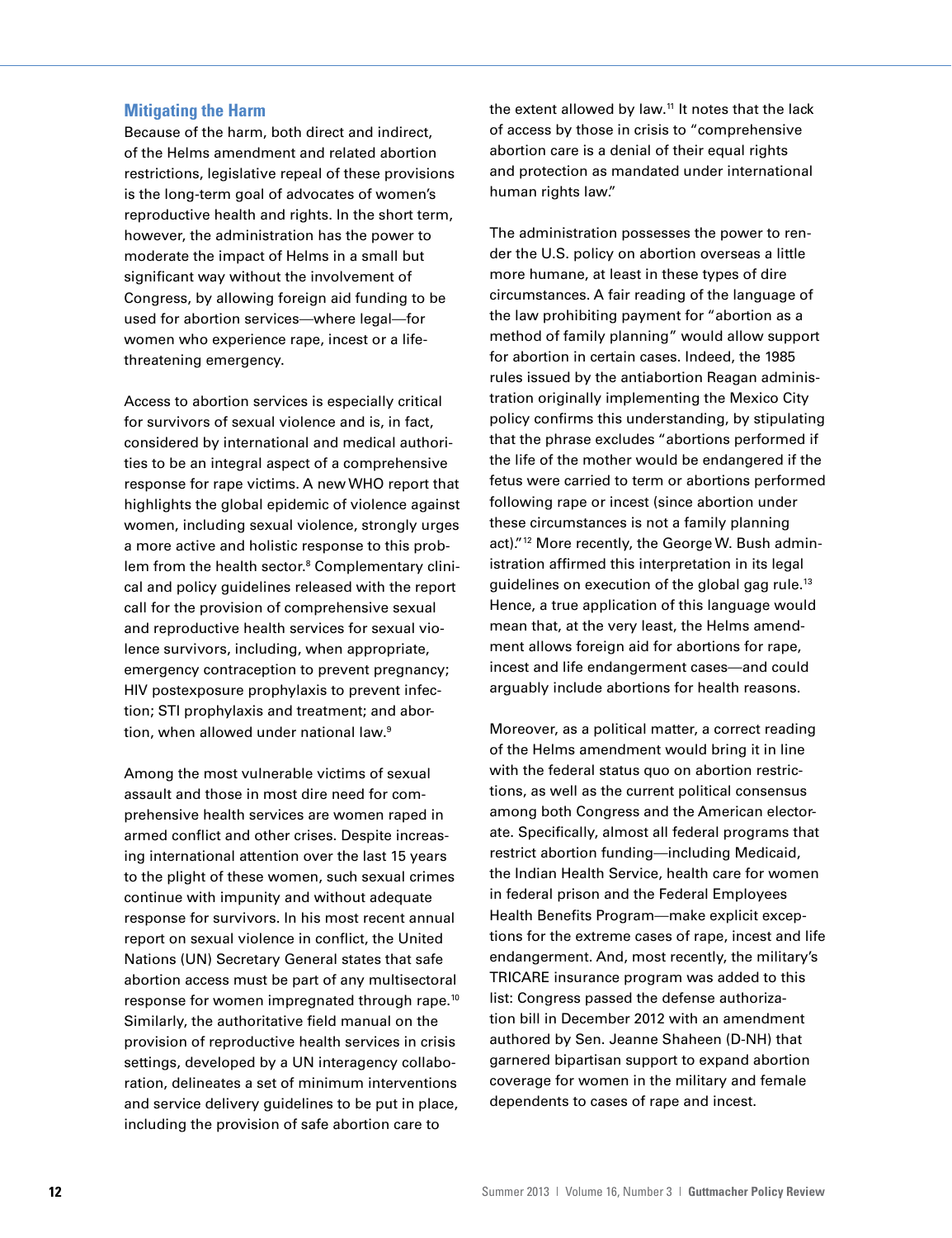## Mitigating the Harm

Because of the harm, both direct and indirect, of the Helms amendment and related abortion restrictions, legislative repeal of these provisions is the long-term goal of advocates of women's reproductive health and rights. In the short term, however, the administration has the power to moderate the impact of Helms in a small but significant way without the involvement of Congress, by allowing foreign aid funding to be used for abortion services—where legal—for women who experience rape, incest or a life-threatening emergency.

Access to abortion services is especially critical for survivors of sexual violence and is, in fact, considered by international and medical authorities to be an integral aspect of a comprehensive response for rape victims. A new WHO report that highlights the global epidemic of violence against women, including sexual violence, strongly urges a more active and holistic response to this problem from the health sector.[8] Complementary clinical and policy guidelines released with the report call for the provision of comprehensive sexual and reproductive health services for sexual violence survivors, including, when appropriate, emergency contraception to prevent pregnancy; HIV postexposure prophylaxis to prevent infection; STI prophylaxis and treatment; and abortion, when allowed under national law.[9]

Among the most vulnerable victims of sexual assault and those in most dire need for comprehensive health services are women raped in armed conflict and other crises. Despite increasing international attention over the last 15 years to the plight of these women, such sexual crimes continue with impunity and without adequate response for survivors. In his most recent annual report on sexual violence in conflict, the United Nations (UN) Secretary General states that safe abortion access must be part of any multisectoral response for women impregnated through rape.[10] Similarly, the authoritative field manual on the provision of reproductive health services in crisis settings, developed by a UN interagency collaboration, delineates a set of minimum interventions and service delivery guidelines to be put in place, including the provision of safe abortion care to the extent allowed by law.[11] It notes that the lack of access by those in crisis to "comprehensive abortion care is a denial of their equal rights and protection as mandated under international human rights law."

The administration possesses the power to render the U.S. policy on abortion overseas a little more humane, at least in these types of dire circumstances. A fair reading of the language of the law prohibiting payment for "abortion as a method of family planning" would allow support for abortion in certain cases. Indeed, the 1985 rules issued by the antiabortion Reagan administration originally implementing the Mexico City policy confirms this understanding, by stipulating that the phrase excludes "abortions performed if the life of the mother would be endangered if the fetus were carried to term or abortions performed following rape or incest (since abortion under these circumstances is not a family planning act)."[12] More recently, the George W. Bush administration affirmed this interpretation in its legal guidelines on execution of the global gag rule.[13] Hence, a true application of this language would mean that, at the very least, the Helms amendment allows foreign aid for abortions for rape, incest and life endangerment cases—and could arguably include abortions for health reasons.

Moreover, as a political matter, a correct reading of the Helms amendment would bring it in line with the federal status quo on abortion restrictions, as well as the current political consensus among both Congress and the American electorate. Specifically, almost all federal programs that restrict abortion funding—including Medicaid, the Indian Health Service, health care for women in federal prison and the Federal Employees Health Benefits Program—make explicit exceptions for the extreme cases of rape, incest and life endangerment. And, most recently, the military's TRICARE insurance program was added to this list: Congress passed the defense authorization bill in December 2012 with an amendment authored by Sen. Jeanne Shaheen (D-NH) that garnered bipartisan support to expand abortion coverage for women in the military and female dependents to cases of rape and incest.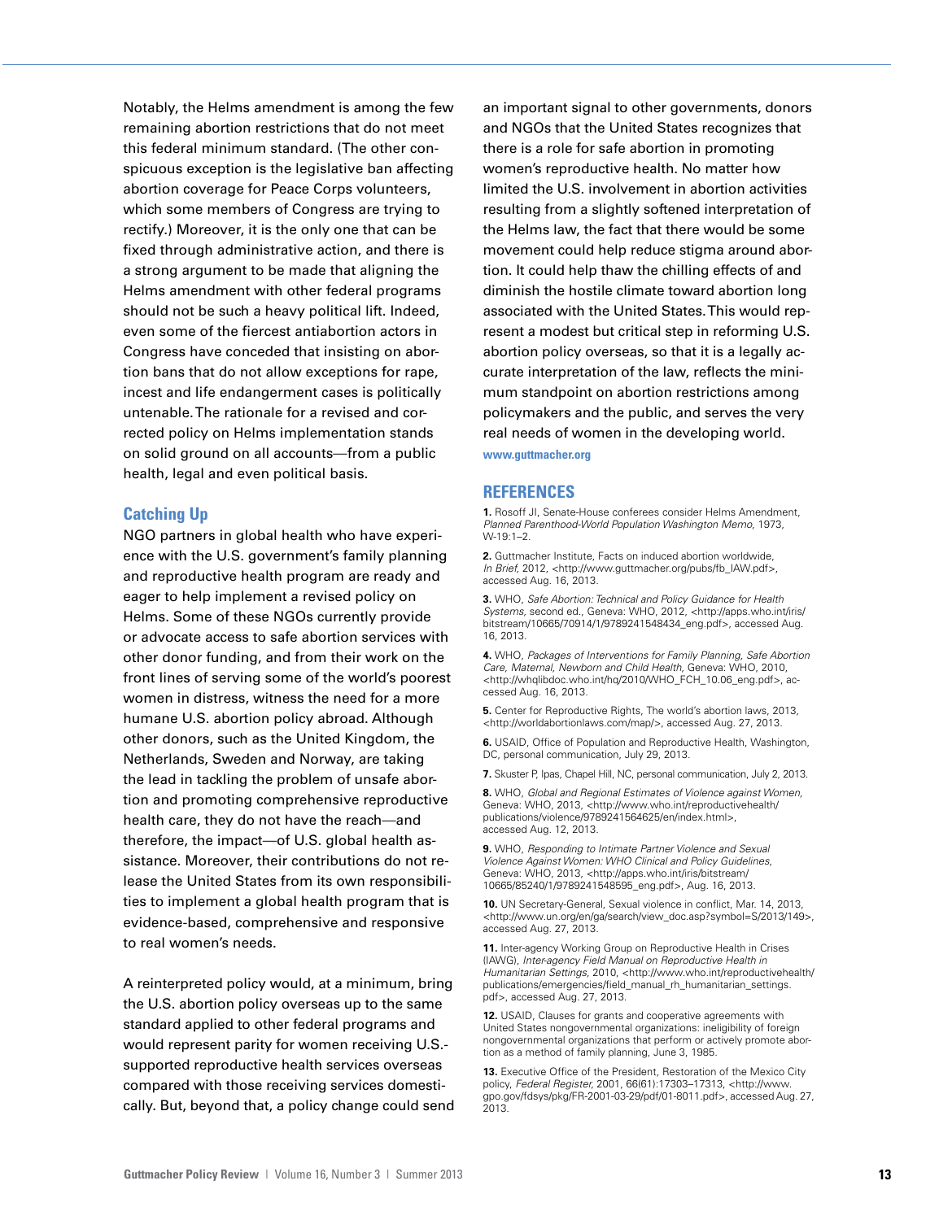Notably, the Helms amendment is among the few remaining abortion restrictions that do not meet this federal minimum standard. (The other conspicuous exception is the legislative ban affecting abortion coverage for Peace Corps volunteers, which some members of Congress are trying to rectify.) Moreover, it is the only one that can be fixed through administrative action, and there is a strong argument to be made that aligning the Helms amendment with other federal programs should not be such a heavy political lift. Indeed, even some of the fiercest antiabortion actors in Congress have conceded that insisting on abortion bans that do not allow exceptions for rape, incest and life endangerment cases is politically untenable. The rationale for a revised and corrected policy on Helms implementation stands on solid ground on all accounts—from a public health, legal and even political basis.

## Catching Up

NGO partners in global health who have experience with the U.S. government's family planning and reproductive health program are ready and eager to help implement a revised policy on Helms. Some of these NGOs currently provide or advocate access to safe abortion services with other donor funding, and from their work on the front lines of serving some of the world's poorest women in distress, witness the need for a more humane U.S. abortion policy abroad. Although other donors, such as the United Kingdom, the Netherlands, Sweden and Norway, are taking the lead in tackling the problem of unsafe abortion and promoting comprehensive reproductive health care, they do not have the reach—and therefore, the impact—of U.S. global health assistance. Moreover, their contributions do not release the United States from its own responsibilities to implement a global health program that is evidence-based, comprehensive and responsive to real women's needs.

A reinterpreted policy would, at a minimum, bring the U.S. abortion policy overseas up to the same standard applied to other federal programs and would represent parity for women receiving U.S.-supported reproductive health services overseas compared with those receiving services domestically. But, beyond that, a policy change could send an important signal to other governments, donors and NGOs that the United States recognizes that there is a role for safe abortion in promoting women's reproductive health. No matter how limited the U.S. involvement in abortion activities resulting from a slightly softened interpretation of the Helms law, the fact that there would be some movement could help reduce stigma around abortion. It could help thaw the chilling effects of and diminish the hostile climate toward abortion long associated with the United States. This would represent a modest but critical step in reforming U.S. abortion policy overseas, so that it is a legally accurate interpretation of the law, reflects the minimum standpoint on abortion restrictions among policymakers and the public, and serves the very real needs of women in the developing world.

**www.guttmacher.org**

## REFERENCES

**1.** Rosoff JI, Senate-House conferees consider Helms Amendment, *Planned Parenthood-World Population Washington Memo,* 1973, W-19:1–2.

**2.** Guttmacher Institute, Facts on induced abortion worldwide, *In Brief,* 2012, <http://www.guttmacher.org/pubs/fb_IAW.pdf>, accessed Aug. 16, 2013.

**3.** WHO, *Safe Abortion: Technical and Policy Guidance for Health Systems,* second ed., Geneva: WHO, 2012, <http://apps.who.int/iris/bitstream/10665/70914/1/9789241548434_eng.pdf>, accessed Aug. 16, 2013.

**4.** WHO, *Packages of Interventions for Family Planning, Safe Abortion Care, Maternal, Newborn and Child Health,* Geneva: WHO, 2010, <http://whqlibdoc.who.int/hq/2010/WHO_FCH_10.06_eng.pdf>, accessed Aug. 16, 2013.

**5.** Center for Reproductive Rights, The world's abortion laws, 2013, <http://worldabortionlaws.com/map/>, accessed Aug. 27, 2013.

**6.** USAID, Office of Population and Reproductive Health, Washington, DC, personal communication, July 29, 2013.

**7.** Skuster P, Ipas, Chapel Hill, NC, personal communication, July 2, 2013.

**8.** WHO, *Global and Regional Estimates of Violence against Women,* Geneva: WHO, 2013, <http://www.who.int/reproductivehealth/publications/violence/9789241564625/en/index.html>, accessed Aug. 12, 2013.

**9.** WHO, *Responding to Intimate Partner Violence and Sexual Violence Against Women: WHO Clinical and Policy Guidelines,* Geneva: WHO, 2013, <http://apps.who.int/iris/bitstream/10665/85240/1/9789241548595_eng.pdf>, Aug. 16, 2013.

**10.** UN Secretary-General, Sexual violence in conflict, Mar. 14, 2013, <http://www.un.org/en/ga/search/view_doc.asp?symbol=S/2013/149>, accessed Aug. 27, 2013.

**11.** Inter-agency Working Group on Reproductive Health in Crises (IAWG), *Inter-agency Field Manual on Reproductive Health in Humanitarian Settings,* 2010, <http://www.who.int/reproductivehealth/publications/emergencies/field_manual_rh_humanitarian_settings.pdf>, accessed Aug. 27, 2013.

**12.** USAID, Clauses for grants and cooperative agreements with United States nongovernmental organizations: ineligibility of foreign nongovernmental organizations that perform or actively promote abortion as a method of family planning, June 3, 1985.

**13.** Executive Office of the President, Restoration of the Mexico City policy, *Federal Register,* 2001, 66(61):17303–17313, <http://www.gpo.gov/fdsys/pkg/FR-2001-03-29/pdf/01-8011.pdf>, accessed Aug. 27, 2013.